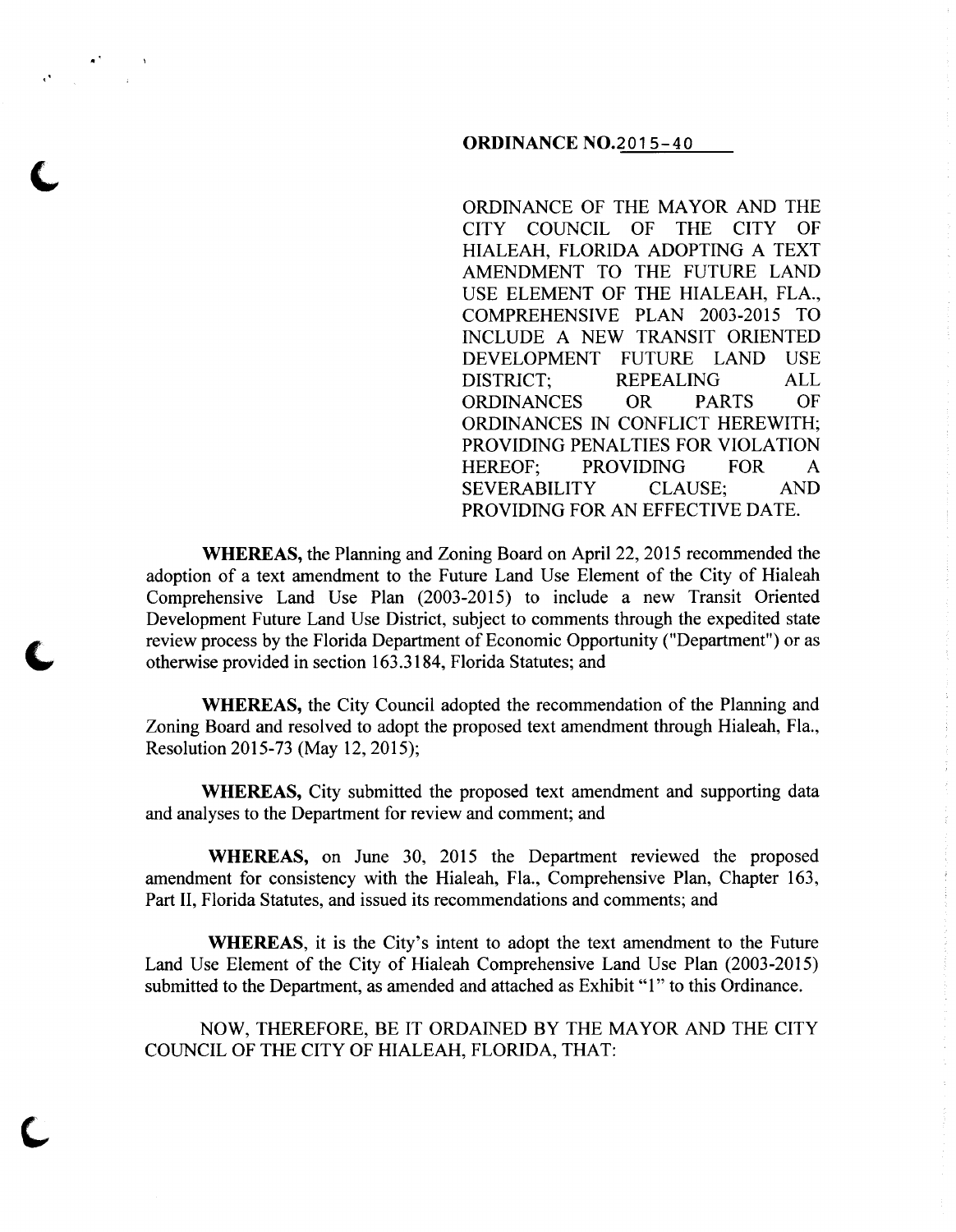**ORDINANCE NO.2015-40**

ORDINANCE OF THE MAYOR AND THE CITY COUNCIL OF THE CITY OF HIALEAH, FLORIDA ADOPTING A TEXT AMENDMENT TO THE FUTURE LAND USE ELEMENT OF THE HIALEAH, FLA., COMPREHENSIVE PLAN 2003-2015 TO INCLUDE A NEW TRANSIT ORIENTED DEVELOPMENT FUTURE LAND USE DISTRICT; REPEALING ALL ORDINANCES OR PARTS OF ORDINANCES IN CONFLICT HEREWITH; PROVIDING PENALTIES FOR VIOLATION HEREOF; PROVIDING FOR A SEVERABILITY CLAUSE; AND PROVIDING FOR AN EFFECTIVE DATE.

**WHEREAS,** the Planning and Zoning Board on April 22, 2015 recommended the adoption of a text amendment to the Future Land Use Element of the City of Hialeah Comprehensive Land Use Plan (2003-2015) to include a new Transit Oriented Development Future Land Use District, subject to comments through the expedited state review process by the Florida Department of Economic Opportunity ("Department") or as otherwise provided in section 163.3184, Florida Statutes; and

**WHEREAS,** the City Council adopted the recommendation of the Planning and Zoning Board and resolved to adopt the proposed text amendment through Hialeah, Fla., Resolution 2015-73 (May 12, 2015);

**WHEREAS,** City submitted the proposed text amendment and supporting data and analyses to the Department for review and comment; and

**WHEREAS,** on June 30, 2015 the Department reviewed the proposed amendment for consistency with the Hialeah, Fla., Comprehensive Plan, Chapter 163, Part II, Florida Statutes, and issued its recommendations and comments; and

**WHEREAS**, it is the City's intent to adopt the text amendment to the Future Land Use Element of the City of Hialeah Comprehensive Land Use Plan (2003-2015) submitted to the Department, as amended and attached as Exhibit "1" to this Ordinance.

NOW, THEREFORE, BE IT ORDAINED BY THE MAYOR AND THE CITY COUNCIL OF THE CITY OF HIALEAH, FLORIDA, THAT: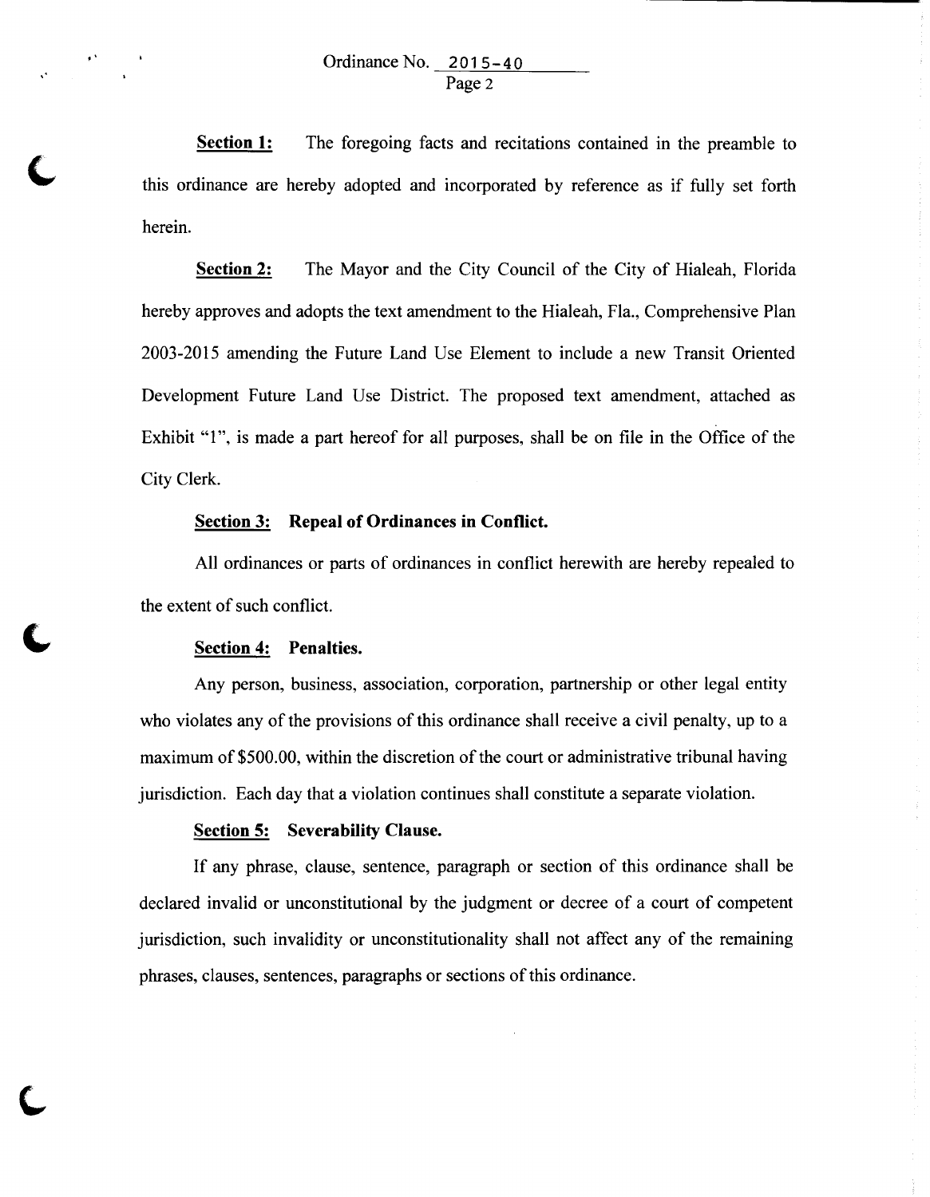**Section 1:** The foregoing facts and recitations contained in the preamble to this ordinance are hereby adopted and incorporated by reference as if fully set forth herein.

**Section 2:** The Mayor and the City Council of the City of Hialeah, Florida hereby approves and adopts the text amendment to the Hialeah, Fla., Comprehensive Plan 2003-2015 amending the Future Land Use Element to include a new Transit Oriented Development Future Land Use District. The proposed text amendment, attached as Exhibit "1", is made a part hereof for all purposes, shall be on file in the Office of the City Clerk.

**Section 3: Repeal of Ordinances in Conflict.**

All ordinances or parts of ordinances in conflict herewith are hereby repealed to the extent of such conflict.

**Section 4: Penalties.**

Any person, business, association, corporation, partnership or other legal entity who violates any of the provisions of this ordinance shall receive a civil penalty, up to a maximum of $500.00, within the discretion of the court or administrative tribunal having jurisdiction. Each day that a violation continues shall constitute a separate violation.

**Section 5: Severability Clause.**

If any phrase, clause, sentence, paragraph or section of this ordinance shall be declared invalid or unconstitutional by the judgment or decree of a court of competent jurisdiction, such invalidity or unconstitutionality shall not affect any of the remaining phrases, clauses, sentences, paragraphs or sections of this ordinance.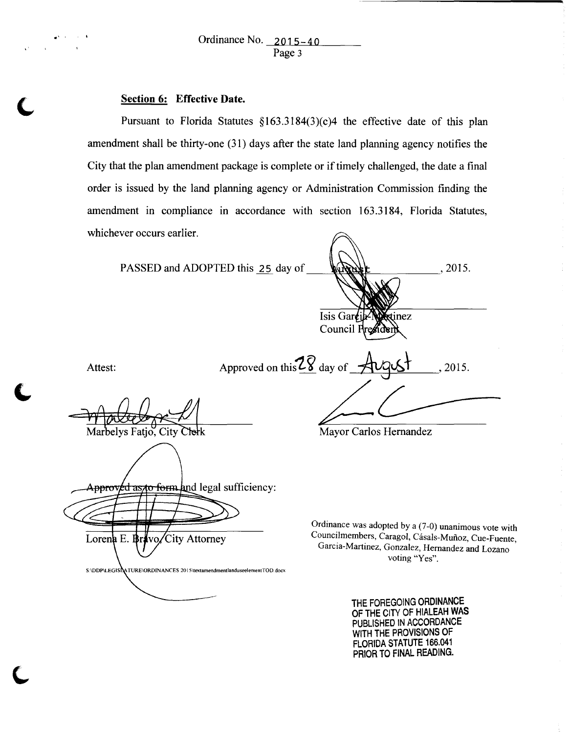Ordinance No. 2015-40

**Section 6: Effective Date.**

Pursuant to Florida Statutes §163.3184(3)(c)4 the effective date of this plan amendment shall be thirty-one (31) days after the state land planning agency notifies the City that the plan amendment package is complete or if timely challenged, the date a final order is issued by the land planning agency or Administration Commission finding the amendment in compliance in accordance with section 163.3184, Florida Statutes, whichever occurs earlier.

PASSED and ADOPTED this 25 day of August, 2015.

Isis Garcia-Martinez
Council President

Attest:

Approved on this 28 day of August, 2015.

Marbelys Fatjo, City Clerk

Mayor Carlos Hernandez

Approved as to form and legal sufficiency:

Lorena E. Bravo, City Attorney

S:\DDP\LEGISLATURE\ORDINANCES 2015\textamendmentlanduseelementTOD.docx

Ordinance was adopted by a (7-0) unanimous vote with Councilmembers, Caragol, Cásals-Muñoz, Cue-Fuente, Garcia-Martinez, Gonzalez, Hernandez and Lozano voting "Yes".

THE FOREGOING ORDINANCE OF THE CITY OF HIALEAH WAS PUBLISHED IN ACCORDANCE WITH THE PROVISIONS OF FLORIDA STATUTE 166.041 PRIOR TO FINAL READING.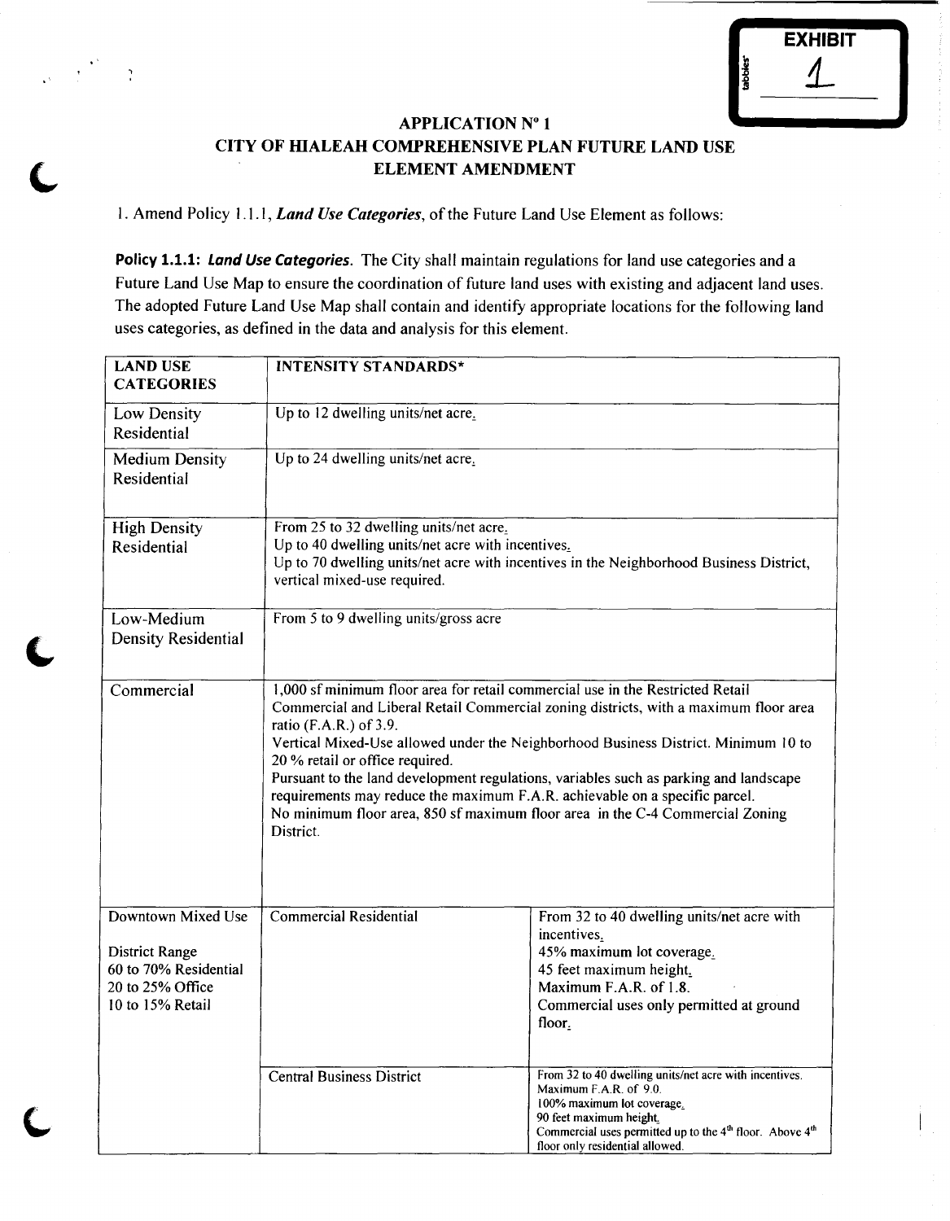EXHIBIT 1

## APPLICATION N° 1
## CITY OF HIALEAH COMPREHENSIVE PLAN FUTURE LAND USE ELEMENT AMENDMENT

1. Amend Policy 1.1.1, ***Land Use Categories***, of the Future Land Use Element as follows:

**Policy 1.1.1:** ***Land Use Categories***. The City shall maintain regulations for land use categories and a Future Land Use Map to ensure the coordination of future land uses with existing and adjacent land uses. The adopted Future Land Use Map shall contain and identify appropriate locations for the following land uses categories, as defined in the data and analysis for this element.

| LAND USE CATEGORIES | INTENSITY STANDARDS* | |
|---|---|---|
| Low Density Residential | Up to 12 dwelling units/net acre. | |
| Medium Density Residential | Up to 24 dwelling units/net acre. | |
| High Density Residential | From 25 to 32 dwelling units/net acre.<br>Up to 40 dwelling units/net acre with incentives.<br>Up to 70 dwelling units/net acre with incentives in the Neighborhood Business District, vertical mixed-use required. | |
| Low-Medium Density Residential | From 5 to 9 dwelling units/gross acre | |
| Commercial | 1,000 sf minimum floor area for retail commercial use in the Restricted Retail Commercial and Liberal Retail Commercial zoning districts, with a maximum floor area ratio (F.A.R.) of 3.9.<br>Vertical Mixed-Use allowed under the Neighborhood Business District. Minimum 10 to 20 % retail or office required.<br>Pursuant to the land development regulations, variables such as parking and landscape requirements may reduce the maximum F.A.R. achievable on a specific parcel.<br>No minimum floor area, 850 sf maximum floor area in the C-4 Commercial Zoning District. | |
| Downtown Mixed Use<br><br>District Range<br>60 to 70% Residential<br>20 to 25% Office<br>10 to 15% Retail | Commercial Residential | From 32 to 40 dwelling units/net acre with incentives.<br>45% maximum lot coverage.<br>45 feet maximum height.<br>Maximum F.A.R. of 1.8.<br>Commercial uses only permitted at ground floor. |
| | Central Business District | From 32 to 40 dwelling units/net acre with incentives.<br>Maximum F.A.R. of 9.0.<br>100% maximum lot coverage.<br>90 feet maximum height.<br>Commercial uses permitted up to the 4th floor. Above 4th floor only residential allowed. |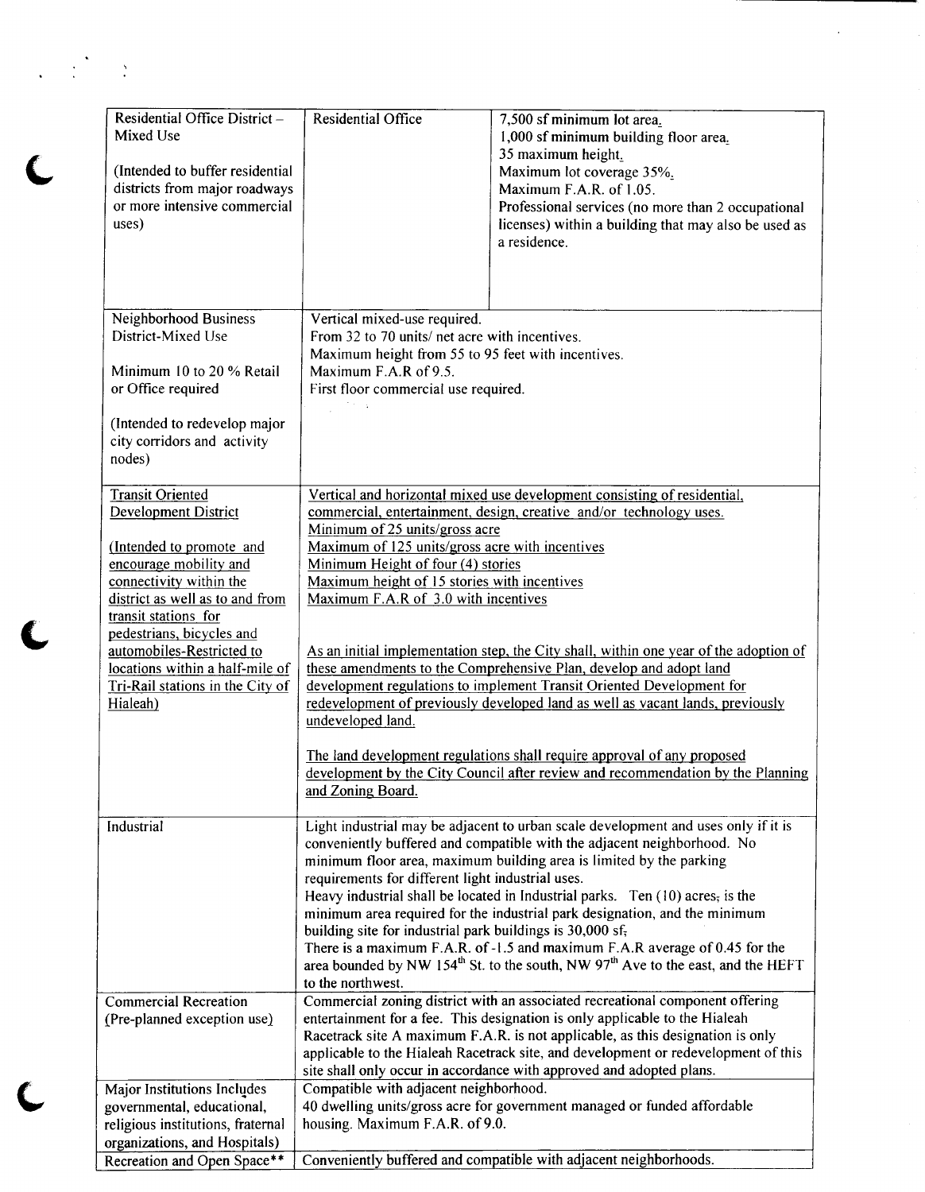| | | |
|---|---|---|
| Residential Office District – Mixed Use<br><br>(Intended to buffer residential districts from major roadways or more intensive commercial uses) | Residential Office | 7,500 sf minimum lot area.<br>1,000 sf minimum building floor area.<br>35 maximum height.<br>Maximum lot coverage 35%.<br>Maximum F.A.R. of 1.05.<br>Professional services (no more than 2 occupational licenses) within a building that may also be used as a residence. |
| Neighborhood Business District-Mixed Use<br><br>Minimum 10 to 20 % Retail or Office required<br><br>(Intended to redevelop major city corridors and activity nodes) | Vertical mixed-use required.<br>From 32 to 70 units/ net acre with incentives.<br>Maximum height from 55 to 95 feet with incentives.<br>Maximum F.A.R of 9.5.<br>First floor commercial use required. | |
| Transit Oriented Development District<br><br>(Intended to promote and encourage mobility and connectivity within the district as well as to and from transit stations for pedestrians, bicycles and automobiles-Restricted to locations within a half-mile of Tri-Rail stations in the City of Hialeah) | Vertical and horizontal mixed use development consisting of residential, commercial, entertainment, design, creative and/or technology uses.<br>Minimum of 25 units/gross acre<br>Maximum of 125 units/gross acre with incentives<br>Minimum Height of four (4) stories<br>Maximum height of 15 stories with incentives<br>Maximum F.A.R of 3.0 with incentives<br><br>As an initial implementation step, the City shall, within one year of the adoption of these amendments to the Comprehensive Plan, develop and adopt land development regulations to implement Transit Oriented Development for redevelopment of previously developed land as well as vacant lands, previously undeveloped land.<br><br>The land development regulations shall require approval of any proposed development by the City Council after review and recommendation by the Planning and Zoning Board. | |
| Industrial | Light industrial may be adjacent to urban scale development and uses only if it is conveniently buffered and compatible with the adjacent neighborhood. No minimum floor area, maximum building area is limited by the parking requirements for different light industrial uses.<br>Heavy industrial shall be located in Industrial parks. Ten (10) acres, is the minimum area required for the industrial park designation, and the minimum building site for industrial park buildings is 30,000 sf,<br>There is a maximum F.A.R. of -1.5 and maximum F.A.R average of 0.45 for the area bounded by NW 154th St. to the south, NW 97th Ave to the east, and the HEFT to the northwest. | |
| Commercial Recreation (Pre-planned exception use) | Commercial zoning district with an associated recreational component offering entertainment for a fee. This designation is only applicable to the Hialeah Racetrack site A maximum F.A.R. is not applicable, as this designation is only applicable to the Hialeah Racetrack site, and development or redevelopment of this site shall only occur in accordance with approved and adopted plans. | |
| Major Institutions Includes governmental, educational, religious institutions, fraternal organizations, and Hospitals) | Compatible with adjacent neighborhood.<br>40 dwelling units/gross acre for government managed or funded affordable housing. Maximum F.A.R. of 9.0. | |
| Recreation and Open Space** | Conveniently buffered and compatible with adjacent neighborhoods. | |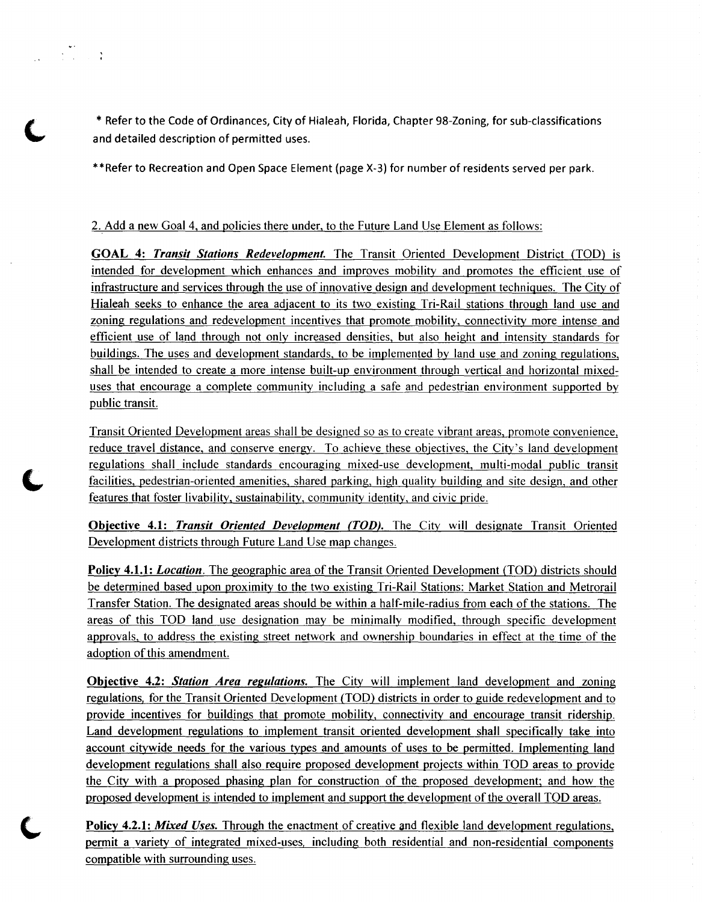\* Refer to the Code of Ordinances, City of Hialeah, Florida, Chapter 98-Zoning, for sub-classifications and detailed description of permitted uses.

\*\*Refer to Recreation and Open Space Element (page X-3) for number of residents served per park.

2. Add a new Goal 4, and policies there under, to the Future Land Use Element as follows:

**GOAL 4:** ***Transit Stations Redevelopment.*** The Transit Oriented Development District (TOD) is intended for development which enhances and improves mobility and promotes the efficient use of infrastructure and services through the use of innovative design and development techniques. The City of Hialeah seeks to enhance the area adjacent to its two existing Tri-Rail stations through land use and zoning regulations and redevelopment incentives that promote mobility, connectivity more intense and efficient use of land through not only increased densities, but also height and intensity standards for buildings. The uses and development standards, to be implemented by land use and zoning regulations, shall be intended to create a more intense built-up environment through vertical and horizontal mixed-uses that encourage a complete community including a safe and pedestrian environment supported by public transit.

Transit Oriented Development areas shall be designed so as to create vibrant areas, promote convenience, reduce travel distance, and conserve energy. To achieve these objectives, the City's land development regulations shall include standards encouraging mixed-use development, multi-modal public transit facilities, pedestrian-oriented amenities, shared parking, high quality building and site design, and other features that foster livability, sustainability, community identity, and civic pride.

**Objective 4.1:** ***Transit Oriented Development (TOD).*** The City will designate Transit Oriented Development districts through Future Land Use map changes.

**Policy 4.1.1:** ***Location.*** The geographic area of the Transit Oriented Development (TOD) districts should be determined based upon proximity to the two existing Tri-Rail Stations: Market Station and Metrorail Transfer Station. The designated areas should be within a half-mile-radius from each of the stations. The areas of this TOD land use designation may be minimally modified, through specific development approvals, to address the existing street network and ownership boundaries in effect at the time of the adoption of this amendment.

**Objective 4.2:** ***Station Area regulations.*** The City will implement land development and zoning regulations, for the Transit Oriented Development (TOD) districts in order to guide redevelopment and to provide incentives for buildings that promote mobility, connectivity and encourage transit ridership. Land development regulations to implement transit oriented development shall specifically take into account citywide needs for the various types and amounts of uses to be permitted. Implementing land development regulations shall also require proposed development projects within TOD areas to provide the City with a proposed phasing plan for construction of the proposed development; and how the proposed development is intended to implement and support the development of the overall TOD areas.

**Policy 4.2.1:** ***Mixed Uses.*** Through the enactment of creative and flexible land development regulations, permit a variety of integrated mixed-uses, including both residential and non-residential components compatible with surrounding uses.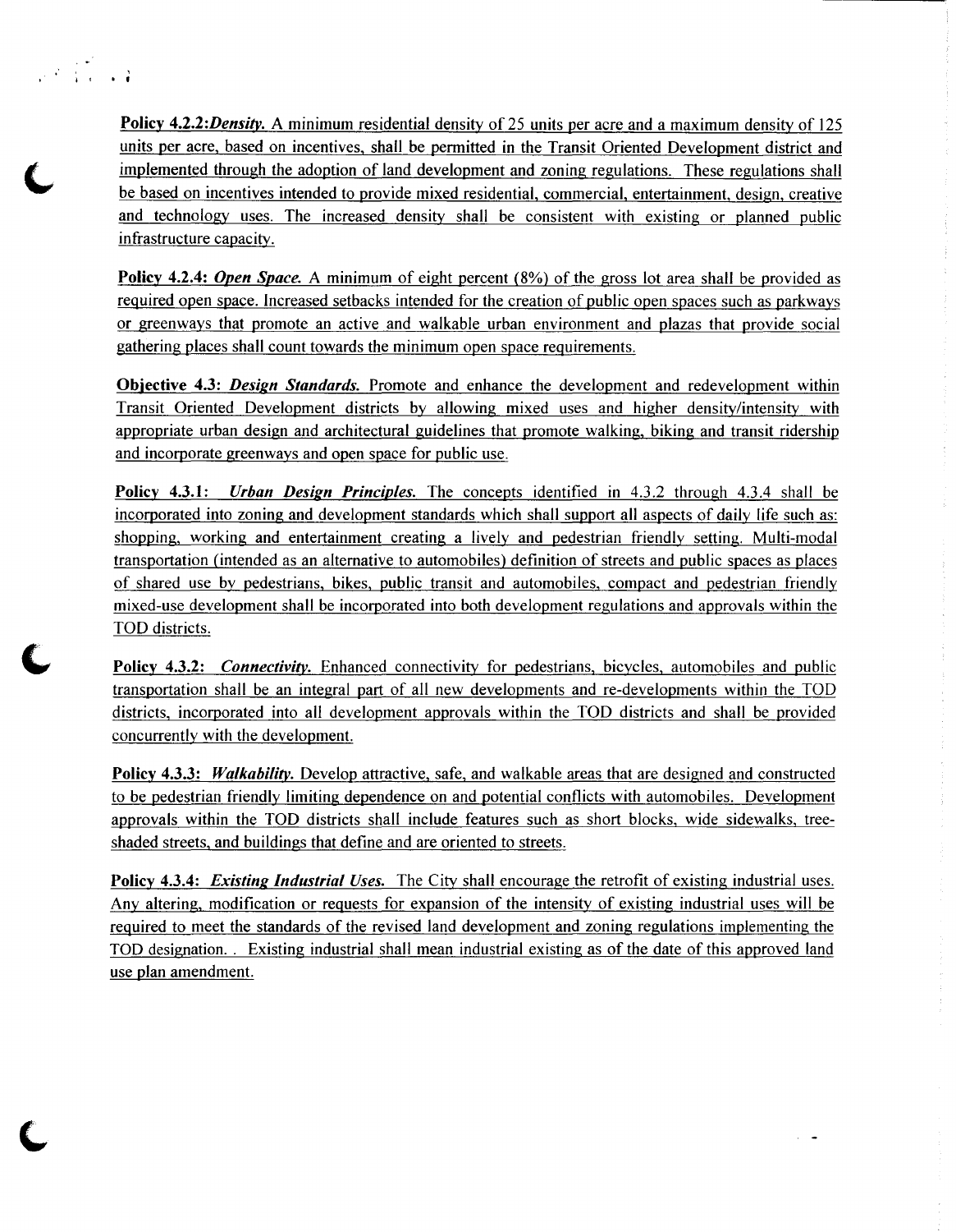**Policy 4.2.2:*Density.*** A minimum residential density of 25 units per acre and a maximum density of 125 units per acre, based on incentives, shall be permitted in the Transit Oriented Development district and implemented through the adoption of land development and zoning regulations. These regulations shall be based on incentives intended to provide mixed residential, commercial, entertainment, design, creative and technology uses. The increased density shall be consistent with existing or planned public infrastructure capacity.

**Policy 4.2.4: *Open Space.*** A minimum of eight percent (8%) of the gross lot area shall be provided as required open space. Increased setbacks intended for the creation of public open spaces such as parkways or greenways that promote an active and walkable urban environment and plazas that provide social gathering places shall count towards the minimum open space requirements.

**Objective 4.3: *Design Standards.*** Promote and enhance the development and redevelopment within Transit Oriented Development districts by allowing mixed uses and higher density/intensity with appropriate urban design and architectural guidelines that promote walking, biking and transit ridership and incorporate greenways and open space for public use.

**Policy 4.3.1: *Urban Design Principles.*** The concepts identified in 4.3.2 through 4.3.4 shall be incorporated into zoning and development standards which shall support all aspects of daily life such as: shopping, working and entertainment creating a lively and pedestrian friendly setting. Multi-modal transportation (intended as an alternative to automobiles) definition of streets and public spaces as places of shared use by pedestrians, bikes, public transit and automobiles, compact and pedestrian friendly mixed-use development shall be incorporated into both development regulations and approvals within the TOD districts.

**Policy 4.3.2: *Connectivity.*** Enhanced connectivity for pedestrians, bicycles, automobiles and public transportation shall be an integral part of all new developments and re-developments within the TOD districts, incorporated into all development approvals within the TOD districts and shall be provided concurrently with the development.

**Policy 4.3.3: *Walkability.*** Develop attractive, safe, and walkable areas that are designed and constructed to be pedestrian friendly limiting dependence on and potential conflicts with automobiles. Development approvals within the TOD districts shall include features such as short blocks, wide sidewalks, tree-shaded streets, and buildings that define and are oriented to streets.

**Policy 4.3.4: *Existing Industrial Uses.*** The City shall encourage the retrofit of existing industrial uses. Any altering, modification or requests for expansion of the intensity of existing industrial uses will be required to meet the standards of the revised land development and zoning regulations implementing the TOD designation. . Existing industrial shall mean industrial existing as of the date of this approved land use plan amendment.